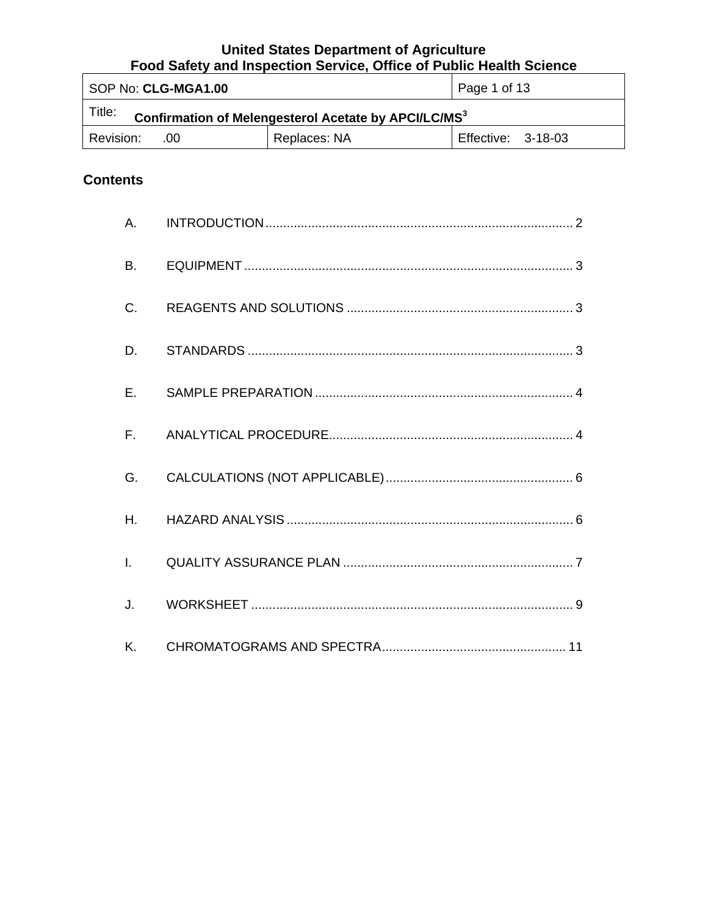**United States Department of Agriculture**
**Food Safety and Inspection Service, Office of Public Health Science**

| SOP No: **CLG-MGA1.00** | | Page 1 of 13 |
|---|---|---|
| Title: **Confirmation of Melengesterol Acetate by APCI/LC/MS$^3$** | | |
| Revision: .00 | Replaces: NA | Effective: 3-18-03 |

## Contents

A. INTRODUCTION ........ 2

B. EQUIPMENT ........ 3

C. REAGENTS AND SOLUTIONS ........ 3

D. STANDARDS ........ 3

E. SAMPLE PREPARATION ........ 4

F. ANALYTICAL PROCEDURE ........ 4

G. CALCULATIONS (NOT APPLICABLE) ........ 6

H. HAZARD ANALYSIS ........ 6

I. QUALITY ASSURANCE PLAN ........ 7

J. WORKSHEET ........ 9

K. CHROMATOGRAMS AND SPECTRA ........ 11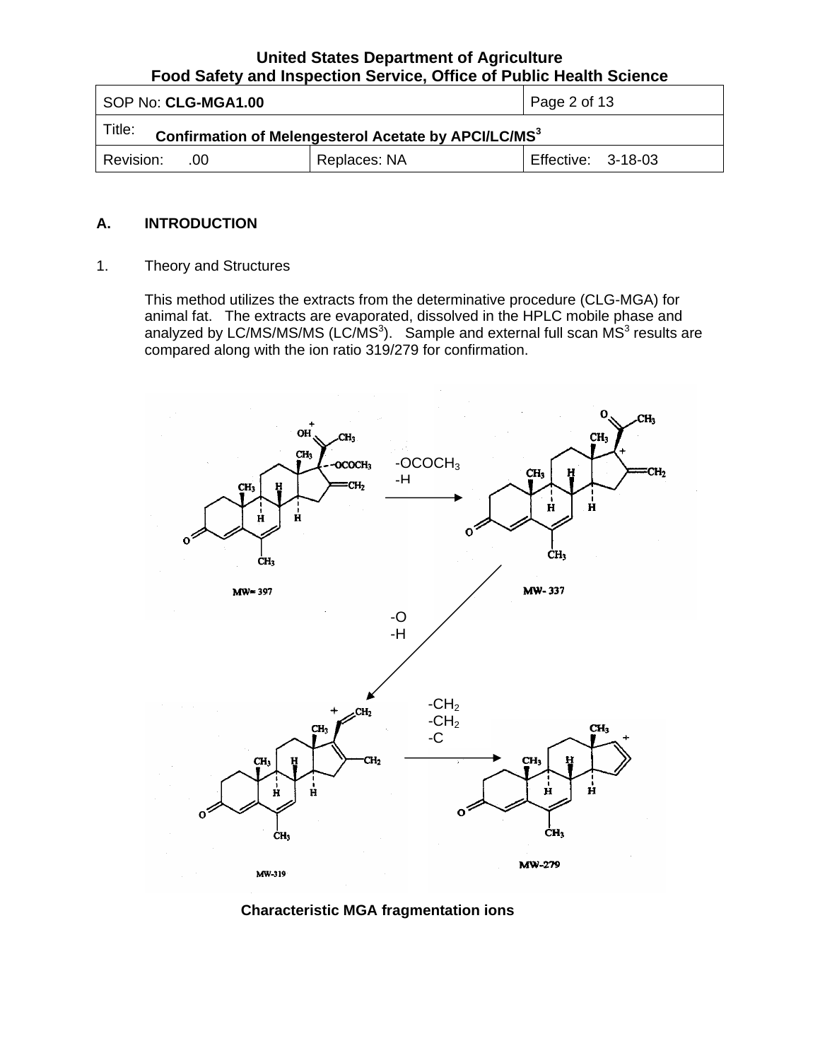## A. INTRODUCTION

1. Theory and Structures

   This method utilizes the extracts from the determinative procedure (CLG-MGA) for animal fat. The extracts are evaporated, dissolved in the HPLC mobile phase and analyzed by LC/MS/MS/MS (LC/MS$^3$). Sample and external full scan MS$^3$ results are compared along with the ion ratio 319/279 for confirmation.

MW= 397

$-OCOCH_3$
$-H$

MW- 337

$-O$
$-H$

$-CH_2$
$-CH_2$
$-C$

MW-319

MW-279

**Characteristic MGA fragmentation ions**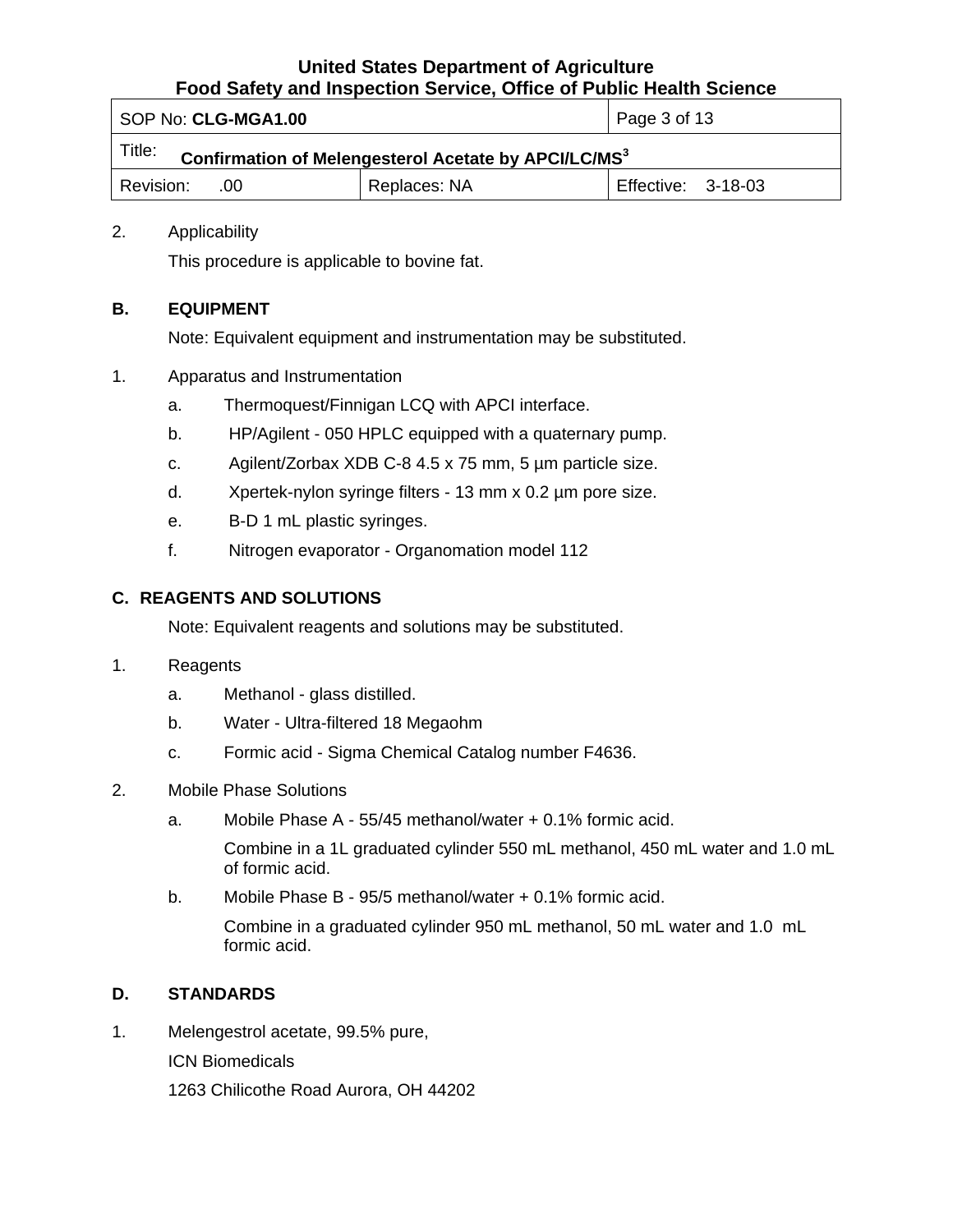2. Applicability

   This procedure is applicable to bovine fat.

## B. EQUIPMENT

Note: Equivalent equipment and instrumentation may be substituted.

1. Apparatus and Instrumentation

   a. Thermoquest/Finnigan LCQ with APCI interface.

   b. HP/Agilent - 050 HPLC equipped with a quaternary pump.

   c. Agilent/Zorbax XDB C-8 4.5 x 75 mm, 5 µm particle size.

   d. Xpertek-nylon syringe filters - 13 mm x 0.2 µm pore size.

   e. B-D 1 mL plastic syringes.

   f. Nitrogen evaporator - Organomation model 112

## C. REAGENTS AND SOLUTIONS

Note: Equivalent reagents and solutions may be substituted.

1. Reagents

   a. Methanol - glass distilled.

   b. Water - Ultra-filtered 18 Megaohm

   c. Formic acid - Sigma Chemical Catalog number F4636.

2. Mobile Phase Solutions

   a. Mobile Phase A - 55/45 methanol/water + 0.1% formic acid.

      Combine in a 1L graduated cylinder 550 mL methanol, 450 mL water and 1.0 mL of formic acid.

   b. Mobile Phase B - 95/5 methanol/water + 0.1% formic acid.

      Combine in a graduated cylinder 950 mL methanol, 50 mL water and 1.0 mL formic acid.

## D. STANDARDS

1. Melengestrol acetate, 99.5% pure,

   ICN Biomedicals

   1263 Chilicothe Road Aurora, OH 44202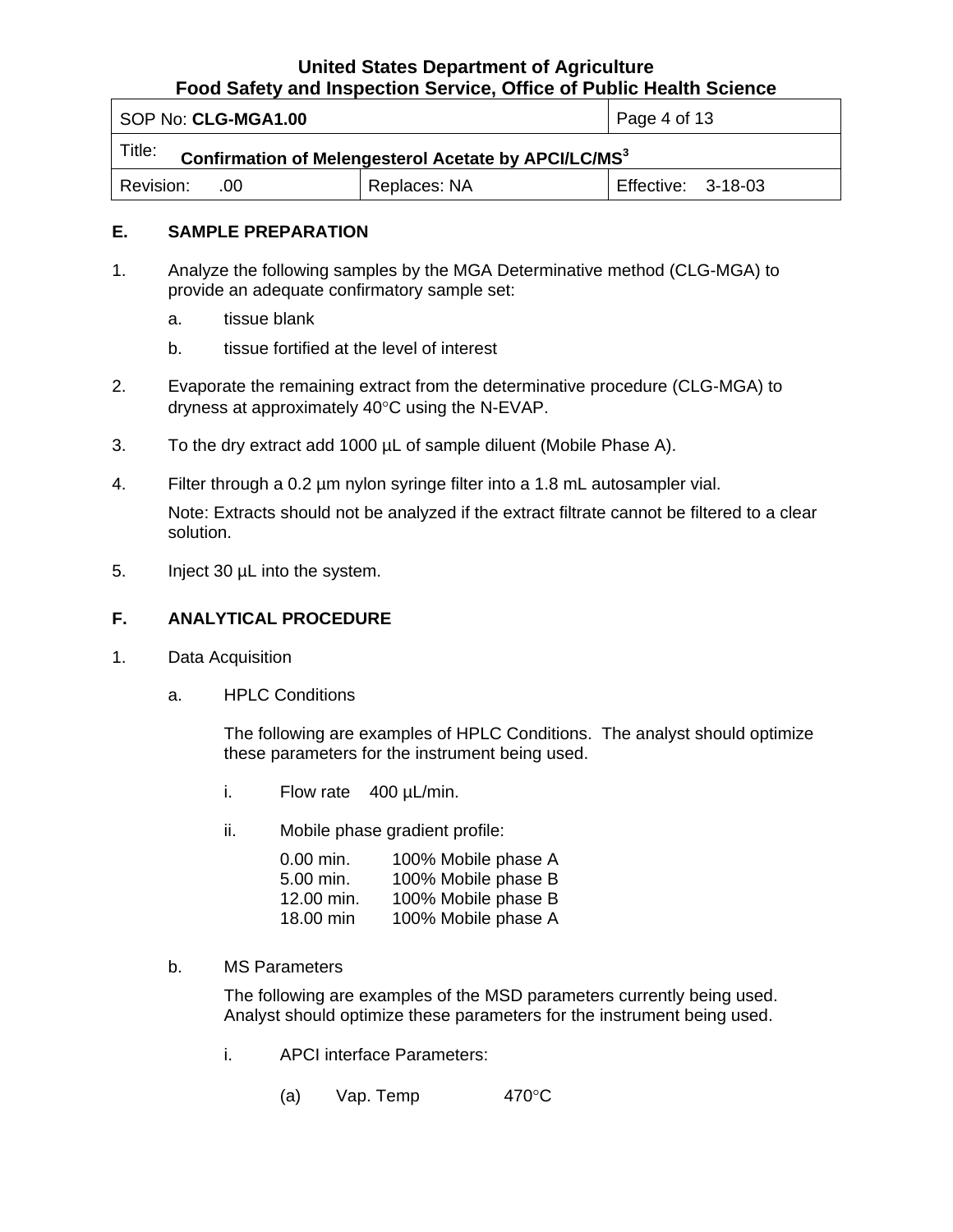## E. SAMPLE PREPARATION

1. Analyze the following samples by the MGA Determinative method (CLG-MGA) to provide an adequate confirmatory sample set:
   a. tissue blank
   b. tissue fortified at the level of interest

2. Evaporate the remaining extract from the determinative procedure (CLG-MGA) to dryness at approximately 40°C using the N-EVAP.

3. To the dry extract add 1000 µL of sample diluent (Mobile Phase A).

4. Filter through a 0.2 µm nylon syringe filter into a 1.8 mL autosampler vial.

   Note: Extracts should not be analyzed if the extract filtrate cannot be filtered to a clear solution.

5. Inject 30 µL into the system.

## F. ANALYTICAL PROCEDURE

1. Data Acquisition

   a. HPLC Conditions

      The following are examples of HPLC Conditions. The analyst should optimize these parameters for the instrument being used.

      i. Flow rate 400 µL/min.

      ii. Mobile phase gradient profile:

      | | |
      |---|---|
      | 0.00 min. | 100% Mobile phase A |
      | 5.00 min. | 100% Mobile phase B |
      | 12.00 min. | 100% Mobile phase B |
      | 18.00 min | 100% Mobile phase A |

   b. MS Parameters

      The following are examples of the MSD parameters currently being used. Analyst should optimize these parameters for the instrument being used.

      i. APCI interface Parameters:

         (a) Vap. Temp 470°C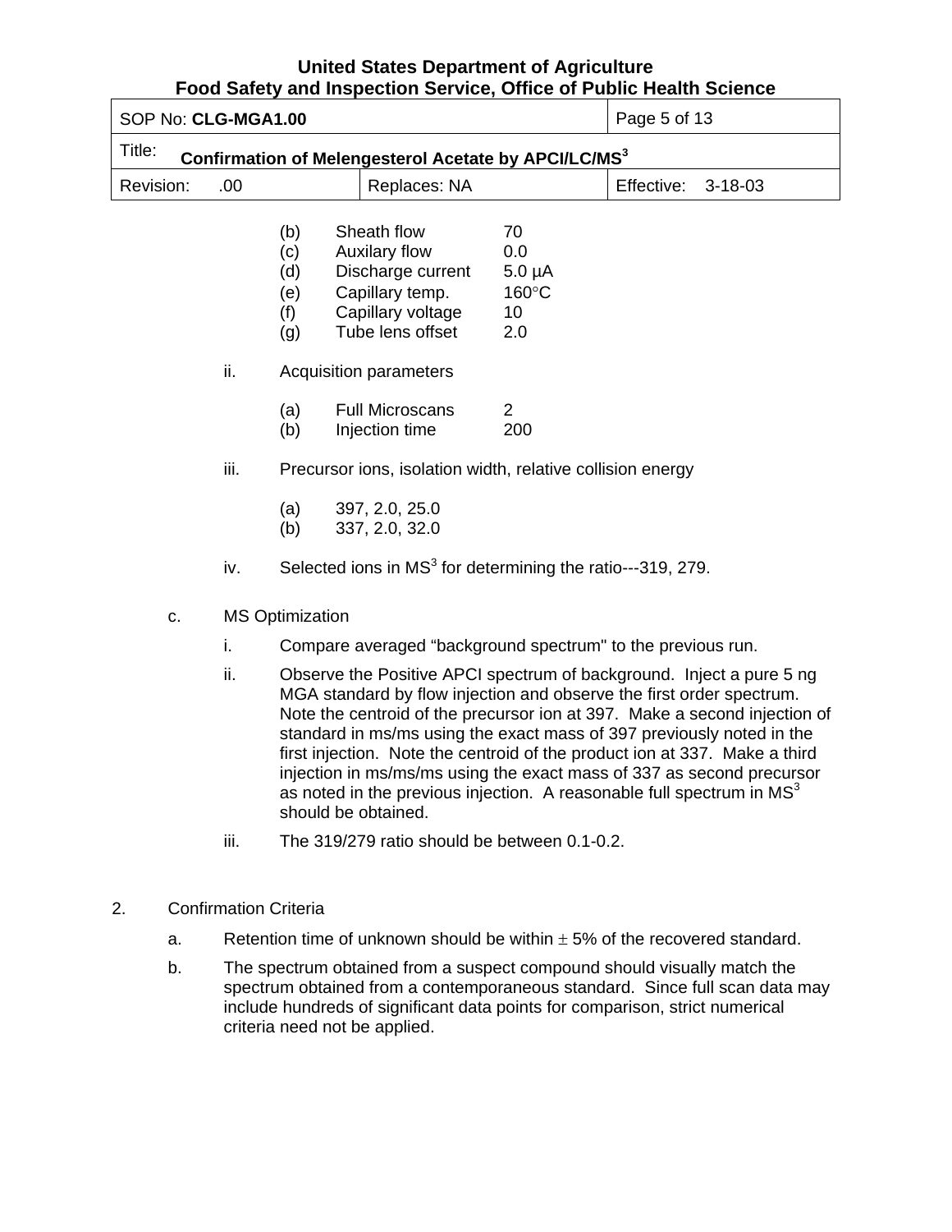(b) Sheath flow 70
(c) Auxilary flow 0.0
(d) Discharge current 5.0 µA
(e) Capillary temp. 160°C
(f) Capillary voltage 10
(g) Tube lens offset 2.0

ii. Acquisition parameters

(a) Full Microscans 2
(b) Injection time 200

iii. Precursor ions, isolation width, relative collision energy

(a) 397, 2.0, 25.0
(b) 337, 2.0, 32.0

iv. Selected ions in $MS^3$ for determining the ratio---319, 279.

c. MS Optimization

i. Compare averaged "background spectrum" to the previous run.

ii. Observe the Positive APCI spectrum of background. Inject a pure 5 ng MGA standard by flow injection and observe the first order spectrum. Note the centroid of the precursor ion at 397. Make a second injection of standard in ms/ms using the exact mass of 397 previously noted in the first injection. Note the centroid of the product ion at 337. Make a third injection in ms/ms/ms using the exact mass of 337 as second precursor as noted in the previous injection. A reasonable full spectrum in $MS^3$ should be obtained.

iii. The 319/279 ratio should be between 0.1-0.2.

2. Confirmation Criteria

a. Retention time of unknown should be within ± 5% of the recovered standard.

b. The spectrum obtained from a suspect compound should visually match the spectrum obtained from a contemporaneous standard. Since full scan data may include hundreds of significant data points for comparison, strict numerical criteria need not be applied.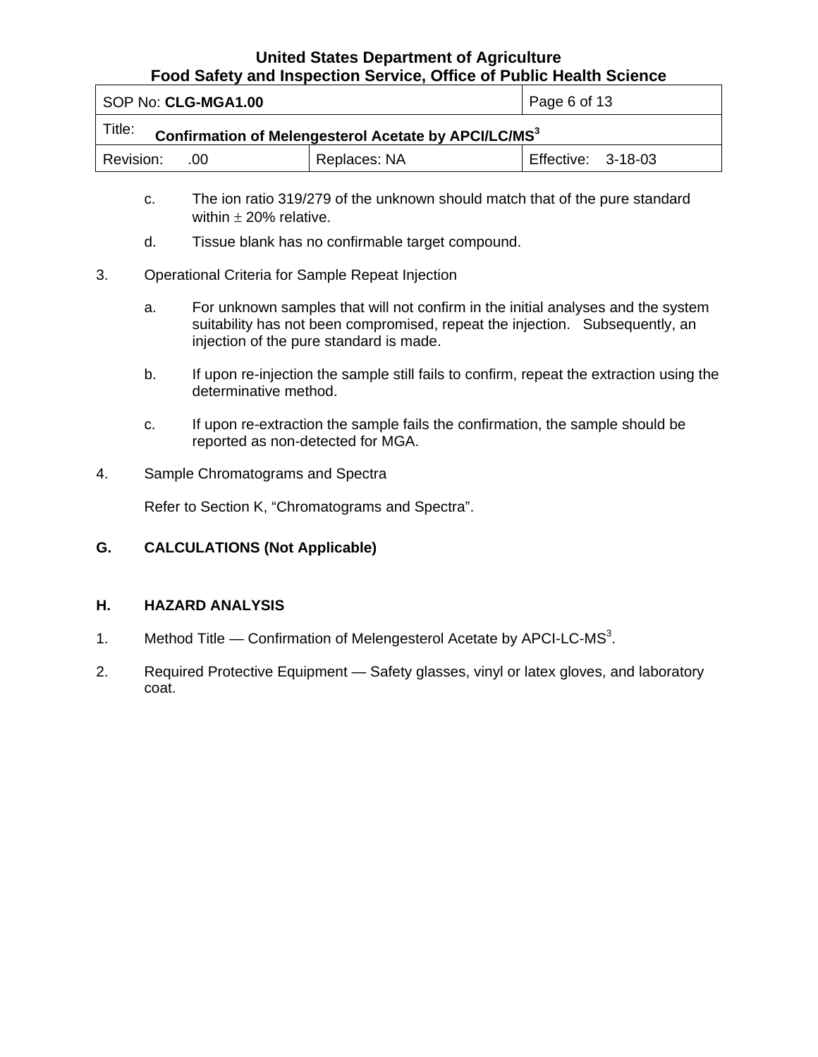c. The ion ratio 319/279 of the unknown should match that of the pure standard within ± 20% relative.

d. Tissue blank has no confirmable target compound.

3. Operational Criteria for Sample Repeat Injection

   a. For unknown samples that will not confirm in the initial analyses and the system suitability has not been compromised, repeat the injection. Subsequently, an injection of the pure standard is made.

   b. If upon re-injection the sample still fails to confirm, repeat the extraction using the determinative method.

   c. If upon re-extraction the sample fails the confirmation, the sample should be reported as non-detected for MGA.

4. Sample Chromatograms and Spectra

   Refer to Section K, “Chromatograms and Spectra”.

## G. CALCULATIONS (Not Applicable)

## H. HAZARD ANALYSIS

1. Method Title — Confirmation of Melengesterol Acetate by APCI-LC-$MS^3$.

2. Required Protective Equipment — Safety glasses, vinyl or latex gloves, and laboratory coat.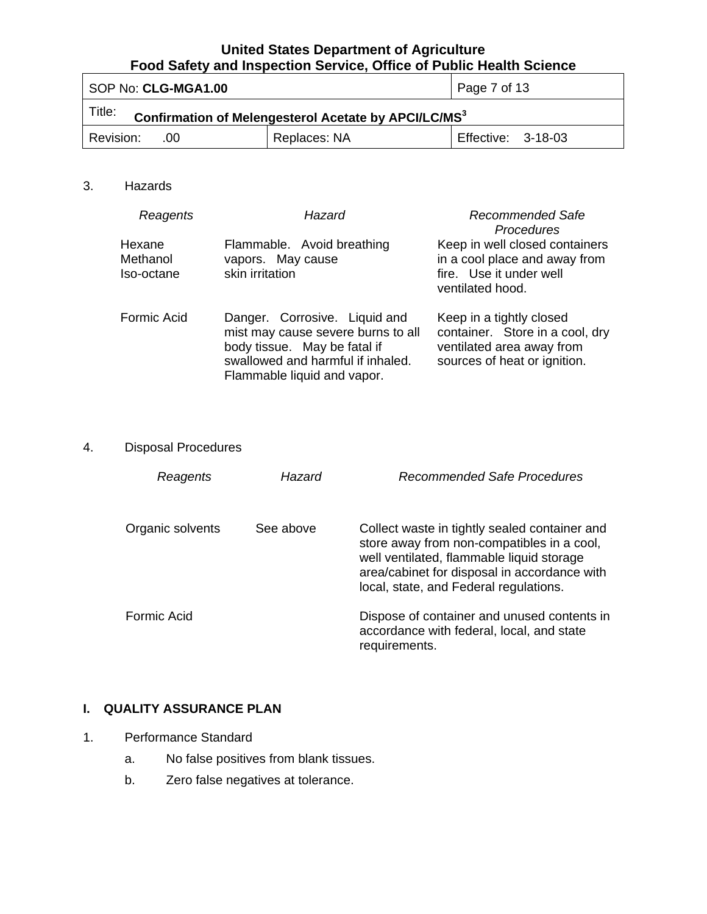3. Hazards

| *Reagents* | *Hazard* | *Recommended Safe Procedures* |
|---|---|---|
| Hexane<br>Methanol<br>Iso-octane | Flammable. Avoid breathing vapors. May cause skin irritation | Keep in well closed containers in a cool place and away from fire. Use it under well ventilated hood. |
| Formic Acid | Danger. Corrosive. Liquid and mist may cause severe burns to all body tissue. May be fatal if swallowed and harmful if inhaled. Flammable liquid and vapor. | Keep in a tightly closed container. Store in a cool, dry ventilated area away from sources of heat or ignition. |

4. Disposal Procedures

| *Reagents* | *Hazard* | *Recommended Safe Procedures* |
|---|---|---|
| Organic solvents | See above | Collect waste in tightly sealed container and store away from non-compatibles in a cool, well ventilated, flammable liquid storage area/cabinet for disposal in accordance with local, state, and Federal regulations. |
| Formic Acid | | Dispose of container and unused contents in accordance with federal, local, and state requirements. |

## I. QUALITY ASSURANCE PLAN

1. Performance Standard
   a. No false positives from blank tissues.
   b. Zero false negatives at tolerance.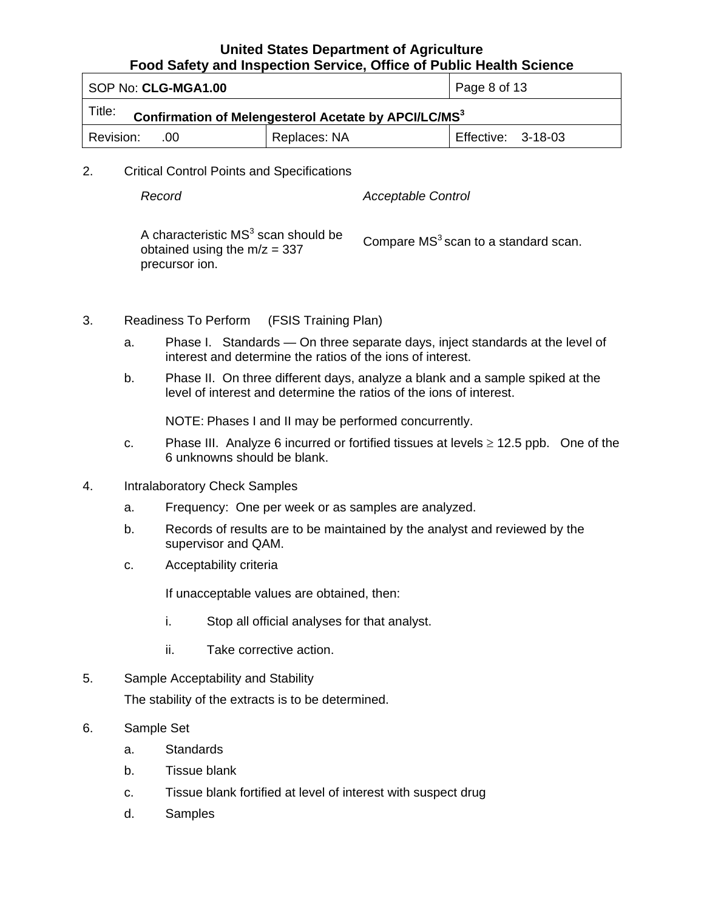2. Critical Control Points and Specifications

| *Record* | *Acceptable Control* |
| --- | --- |
| A characteristic $MS^3$ scan should be obtained using the m/z = 337 precursor ion. | Compare $MS^3$ scan to a standard scan. |

3. Readiness To Perform (FSIS Training Plan)

   a. Phase I. Standards — On three separate days, inject standards at the level of interest and determine the ratios of the ions of interest.

   b. Phase II. On three different days, analyze a blank and a sample spiked at the level of interest and determine the ratios of the ions of interest.

      NOTE: Phases I and II may be performed concurrently.

   c. Phase III. Analyze 6 incurred or fortified tissues at levels $\geq$ 12.5 ppb. One of the 6 unknowns should be blank.

4. Intralaboratory Check Samples

   a. Frequency: One per week or as samples are analyzed.

   b. Records of results are to be maintained by the analyst and reviewed by the supervisor and QAM.

   c. Acceptability criteria

      If unacceptable values are obtained, then:

      i. Stop all official analyses for that analyst.

      ii. Take corrective action.

5. Sample Acceptability and Stability

   The stability of the extracts is to be determined.

6. Sample Set

   a. Standards

   b. Tissue blank

   c. Tissue blank fortified at level of interest with suspect drug

   d. Samples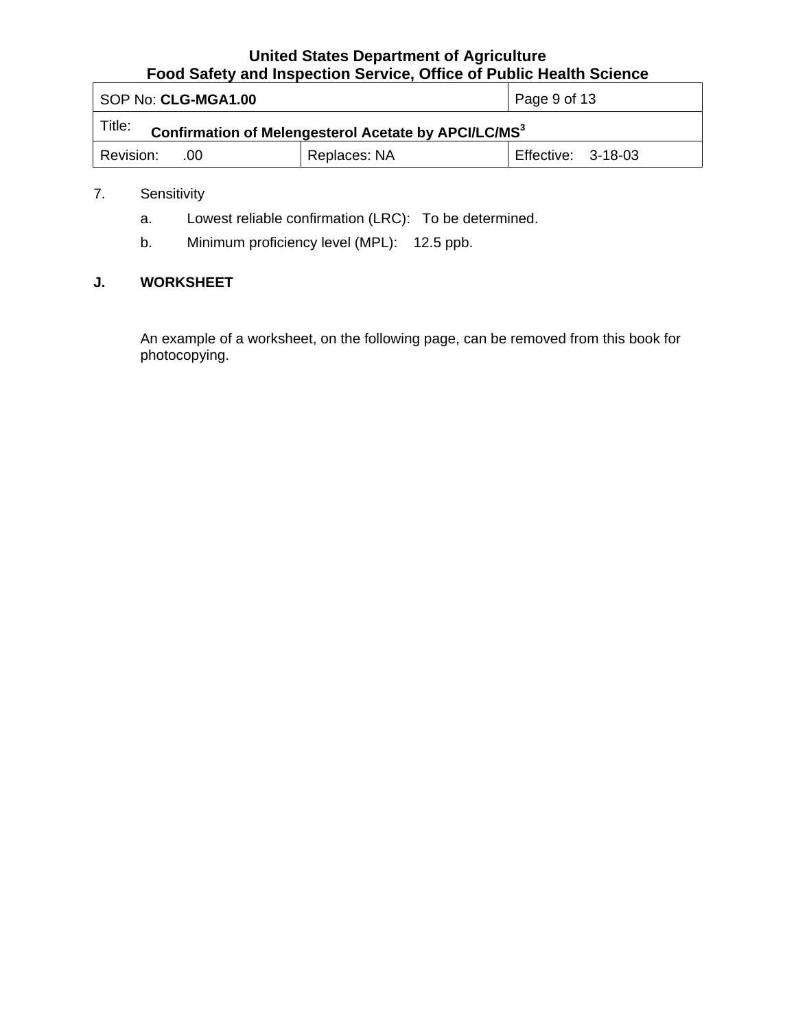7. Sensitivity

   a. Lowest reliable confirmation (LRC): To be determined.

   b. Minimum proficiency level (MPL): 12.5 ppb.

## J. WORKSHEET

An example of a worksheet, on the following page, can be removed from this book for photocopying.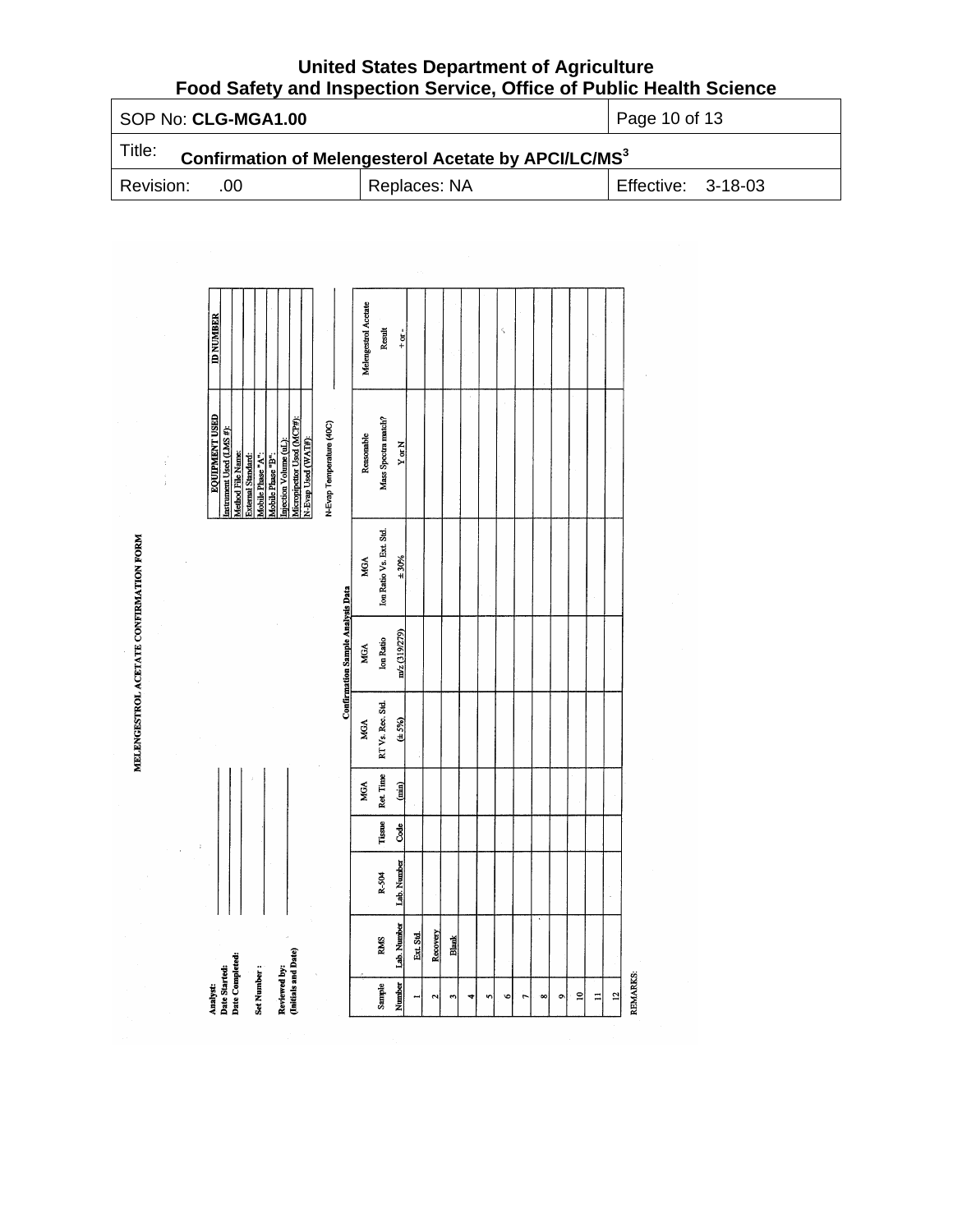United States Department of Agriculture
Food Safety and Inspection Service, Office of Public Health Science

| SOP No: **CLG-MGA1.00** | | Page 10 of 13 |
|---|---|---|
| Title: **Confirmation of Melengesterol Acetate by APCI/LC/MS[3]** | | |
| Revision: .00 | Replaces: NA | Effective: 3-18-03 |

# MELENGESTROL ACETATE CONFIRMATION FORM

**Analyst:** ____________

**Date Started:** ____________

**Date Completed:** ____________

**Set Number :** ____________

**Reviewed by:**
**(Initials and Date)** ____________

| EQUIPMENT USED | ID NUMBER |
|---|---|
| Instrument Used (LMS #): | |
| Method File Name: | |
| External Standard: | |
| Mobile Phase "A": | |
| Mobile Phase "B": | |
| Injection Volume (uL): | |
| Micropipettor Used (MCP#): | |
| N-Evap Used (WAT#): | |

N-Evap Temperature (40C) ____________

**Confirmation Sample Analysis Data**

| Sample Number | RMS Lab. Number | R-504 Lab. Number | Tissue Code | MGA Ret. Time (min) | MGA RT Vs. Rec. Std. (± 5%) | MGA Ion Ratio m/z (319/279) | MGA Ion Ratio Vs. Ext. Std. ± 30% | Reasonable Mass Spectra match? Y or N | Melengestrol Acetate Result + or - |
|---|---|---|---|---|---|---|---|---|---|
| 1 | Ext. Std. | | | | | | | | |
| 2 | Recovery | | | | | | | | |
| 3 | Blank | | | | | | | | |
| 4 | | | | | | | | | |
| 5 | | | | | | | | | |
| 6 | | | | | | | | | |
| 7 | | | | | | | | | |
| 8 | | | | | | | | | |
| 9 | | | | | | | | | |
| 10 | | | | | | | | | |
| 11 | | | | | | | | | |
| 12 | | | | | | | | | |

REMARKS: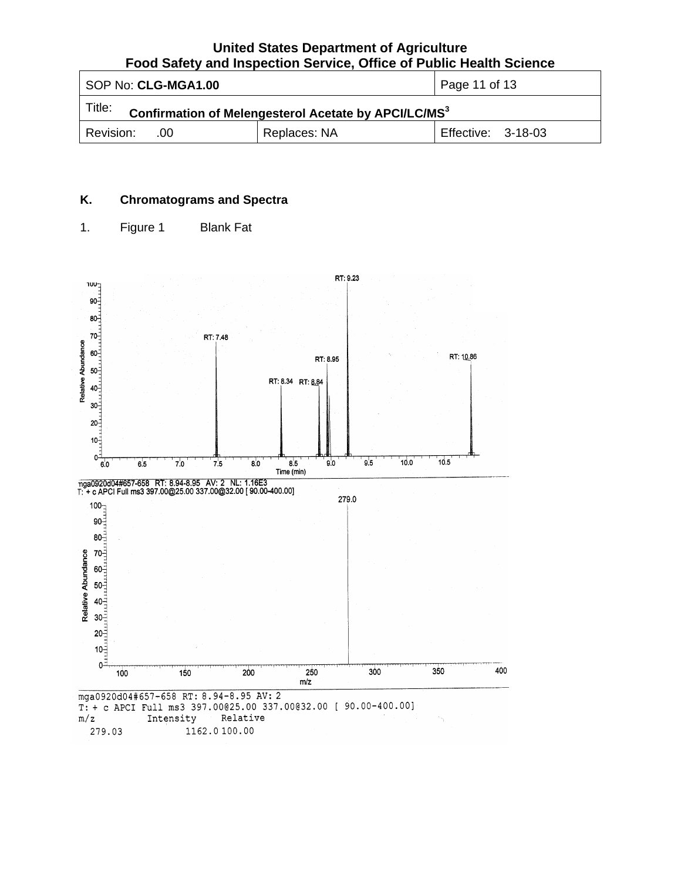## K. Chromatograms and Spectra

1. Figure 1 Blank Fat

mga0920d04#657-658 RT: 8.94-8.95 AV: 2 NL: 1.16E3
T: + c APCI Full ms3 397.00@25.00 337.00@32.00 [ 90.00-400.00]

```
mga0920d04#657-658 RT: 8.94-8.95 AV: 2
T: + c APCI Full ms3 397.00@25.00 337.00@32.00 [ 90.00-400.00]
m/z          Intensity    Relative
  279.03          1162.0 100.00
```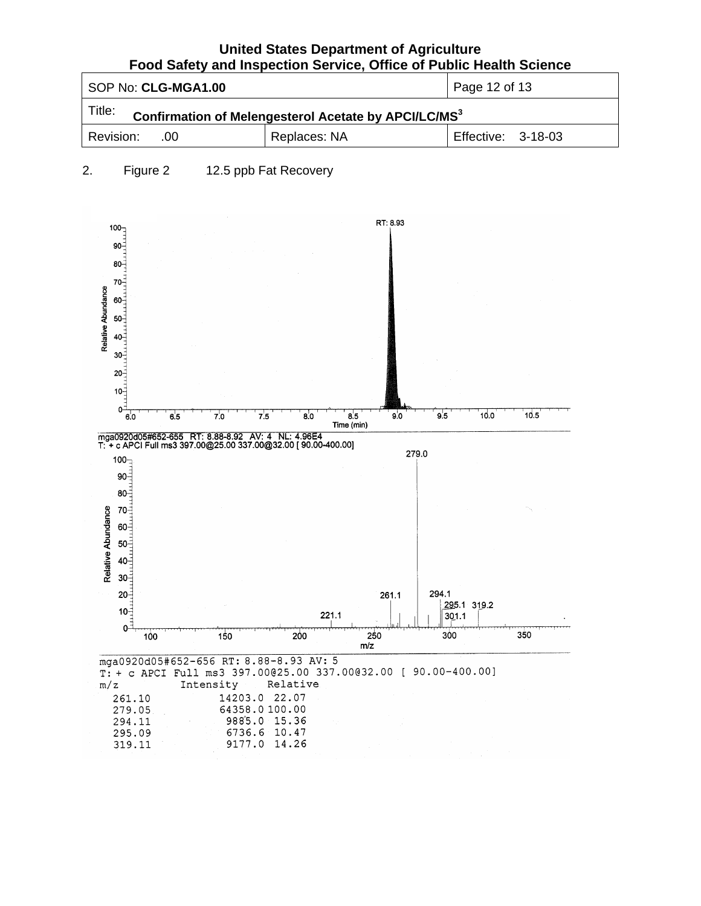2. Figure 2 12.5 ppb Fat Recovery

mga0920d05#652-655 RT: 8.88-8.92 AV: 4 NL: 4.96E4
T: + c APCI Full ms3 397.00@25.00 337.00@32.00 [ 90.00-400.00]

mga0920d05#652-656 RT: 8.88-8.93 AV: 5
T: + c APCI Full ms3 397.00@25.00 337.00@32.00 [ 90.00-400.00]

| m/z | Intensity | Relative |
|---|---|---|
| 261.10 | 14203.0 | 22.07 |
| 279.05 | 64358.0 | 100.00 |
| 294.11 | 9885.0 | 15.36 |
| 295.09 | 6736.6 | 10.47 |
| 319.11 | 9177.0 | 14.26 |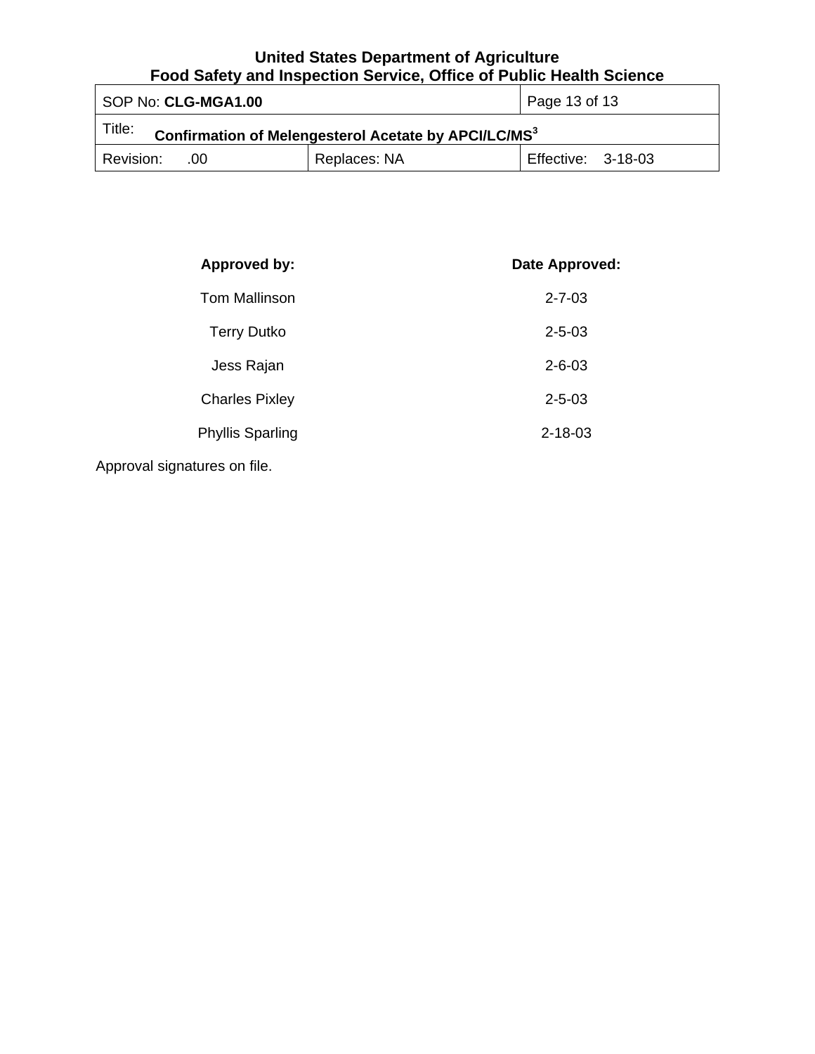| Approved by: | Date Approved: |
| --- | --- |
| Tom Mallinson | 2-7-03 |
| Terry Dutko | 2-5-03 |
| Jess Rajan | 2-6-03 |
| Charles Pixley | 2-5-03 |
| Phyllis Sparling | 2-18-03 |

Approval signatures on file.